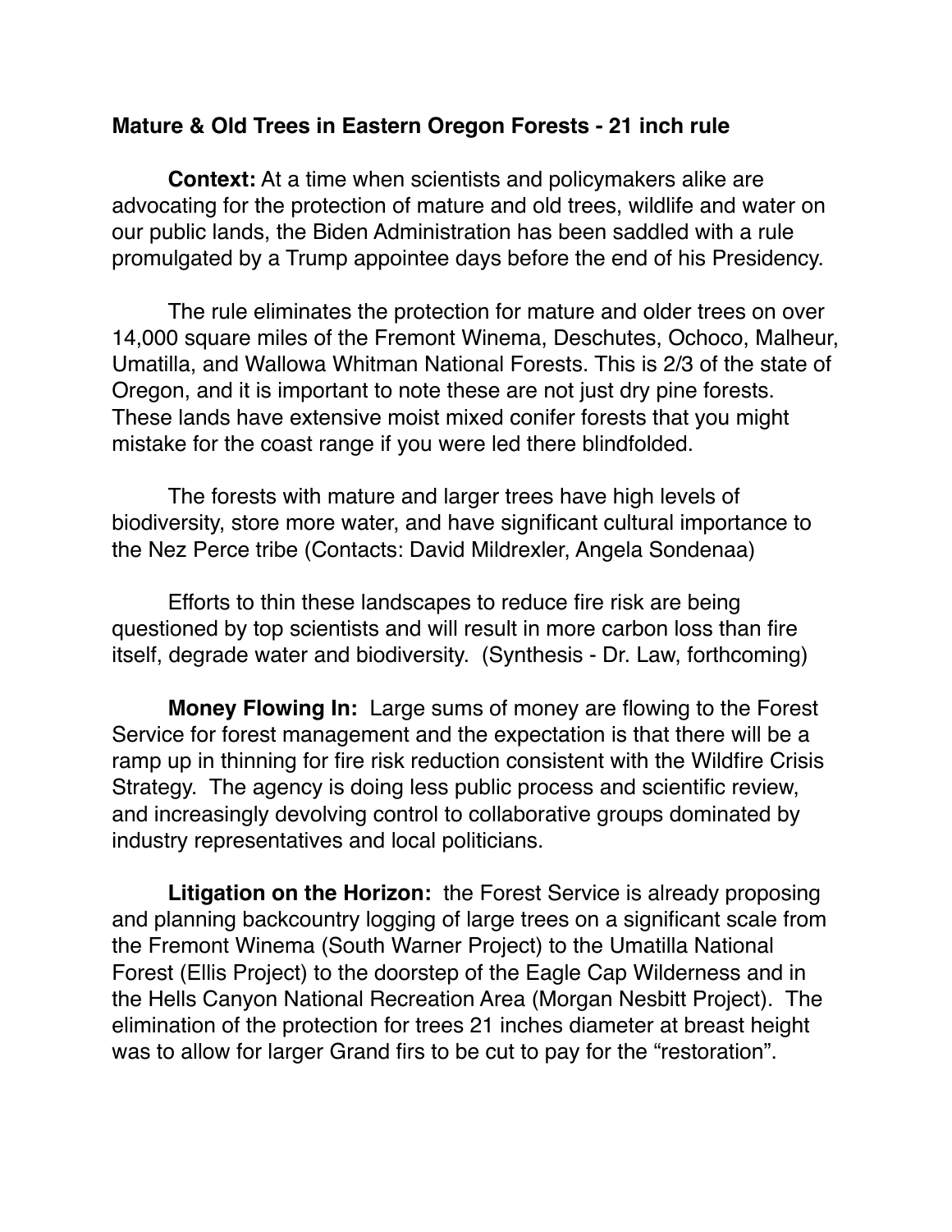**Mature & Old Trees in Eastern Oregon Forests - 21 inch rule**

**Context:** At a time when scientists and policymakers alike are advocating for the protection of mature and old trees, wildlife and water on our public lands, the Biden Administration has been saddled with a rule promulgated by a Trump appointee days before the end of his Presidency.

The rule eliminates the protection for mature and older trees on over 14,000 square miles of the Fremont Winema, Deschutes, Ochoco, Malheur, Umatilla, and Wallowa Whitman National Forests. This is 2/3 of the state of Oregon, and it is important to note these are not just dry pine forests. These lands have extensive moist mixed conifer forests that you might mistake for the coast range if you were led there blindfolded.

The forests with mature and larger trees have high levels of biodiversity, store more water, and have significant cultural importance to the Nez Perce tribe (Contacts: David Mildrexler, Angela Sondenaa)

Efforts to thin these landscapes to reduce fire risk are being questioned by top scientists and will result in more carbon loss than fire itself, degrade water and biodiversity. (Synthesis - Dr. Law, forthcoming)

**Money Flowing In:** Large sums of money are flowing to the Forest Service for forest management and the expectation is that there will be a ramp up in thinning for fire risk reduction consistent with the Wildfire Crisis Strategy. The agency is doing less public process and scientific review, and increasingly devolving control to collaborative groups dominated by industry representatives and local politicians.

**Litigation on the Horizon:** the Forest Service is already proposing and planning backcountry logging of large trees on a significant scale from the Fremont Winema (South Warner Project) to the Umatilla National Forest (Ellis Project) to the doorstep of the Eagle Cap Wilderness and in the Hells Canyon National Recreation Area (Morgan Nesbitt Project). The elimination of the protection for trees 21 inches diameter at breast height was to allow for larger Grand firs to be cut to pay for the "restoration".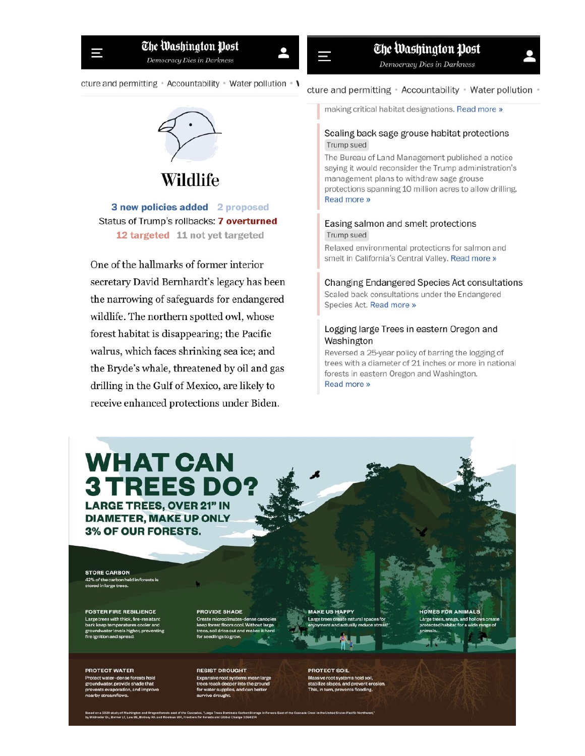The Washington Post

*Democracy Dies in Darkness*

cture and permitting • Accountability • Water pollution •

# Wildlife

**3 new policies added** 2 proposed

Status of Trump's rollbacks: **7 overturned**

**12 targeted** 11 not yet targeted

One of the hallmarks of former interior secretary David Bernhardt's legacy has been the narrowing of safeguards for endangered wildlife. The northern spotted owl, whose forest habitat is disappearing; the Pacific walrus, which faces shrinking sea ice; and the Bryde's whale, threatened by oil and gas drilling in the Gulf of Mexico, are likely to receive enhanced protections under Biden.

The Washington Post

*Democracy Dies in Darkness*

cture and permitting • Accountability • Water pollution •

making critical habitat designations. Read more »

### Scaling back sage grouse habitat protections

Trump sued

The Bureau of Land Management published a notice saying it would reconsider the Trump administration's management plans to withdraw sage grouse protections spanning 10 million acres to allow drilling. Read more »

### Easing salmon and smelt protections

Trump sued

Relaxed environmental protections for salmon and smelt in California's Central Valley. Read more »

### Changing Endangered Species Act consultations

Scaled back consultations under the Endangered Species Act. Read more »

### Logging large Trees in eastern Oregon and Washington

Reversed a 25-year policy of barring the logging of trees with a diameter of 21 inches or more in national forests in eastern Oregon and Washington. Read more »

# WHAT CAN 3 TREES DO?

**LARGE TREES, OVER 21" IN DIAMETER, MAKE UP ONLY 3% OF OUR FORESTS.**

**STORE CARBON**
42% of the carbon held in forests is stored in large trees.

**FOSTER FIRE RESILIENCE**
Large trees with thick, fire-resistant bark keep temperatures cooler and groundwater levels higher, preventing fire ignition and spread.

**PROVIDE SHADE**
Create microclimates-dense canopies keep forest floors cool. Without large trees, soil dries out and makes it hard for seedlings to grow.

**MAKE US HAPPY**
Large trees create natural spaces for enjoyment and actually reduce stress!

**HOMES FOR ANIMALS**
Large trees, snags, and hollows create protected habitat for a wide range of animals.

**PROTECT WATER**
Protect water-dense forests hold groundwater, provide shade that prevents evaporation, and improve nearby streamflows.

**RESIST DROUGHT**
Expansive root systems mean large trees reach deeper into the ground for water supplies, and can better survive drought.

**PROTECT SOIL**
Massive root systems hold soil, stabilize slopes, and prevent erosion. This, in turn, prevents flooding.

Based on a 2020 study of Washington and Oregon forests east of the Cascades, "Large Trees Dominate Carbon Storage in Forests East of the Cascade Crest in the United States Pacific Northwest," by Mildrexler DJ, Berner LT, Law BE, Birdsey RA and Moomaw WR, Frontiers for Forests and Global Change 3:594274